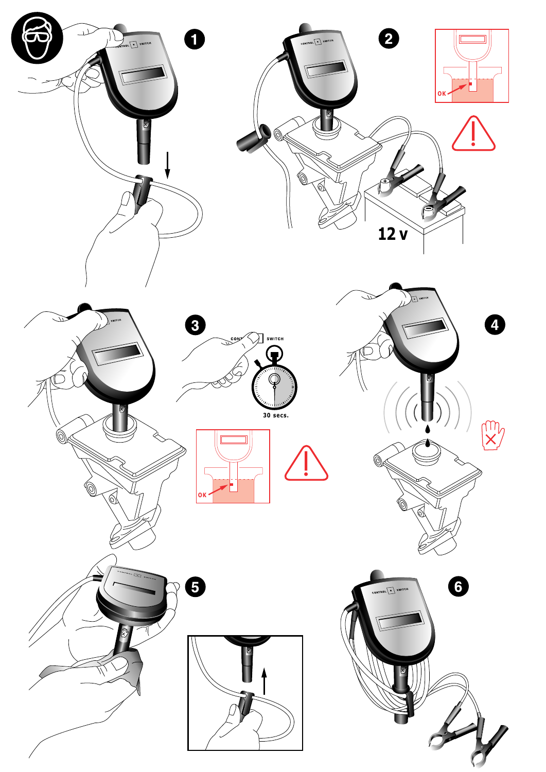1

2

OK

12 V

3

CONTROL SWITCH

30 secs.

OK

4

5

6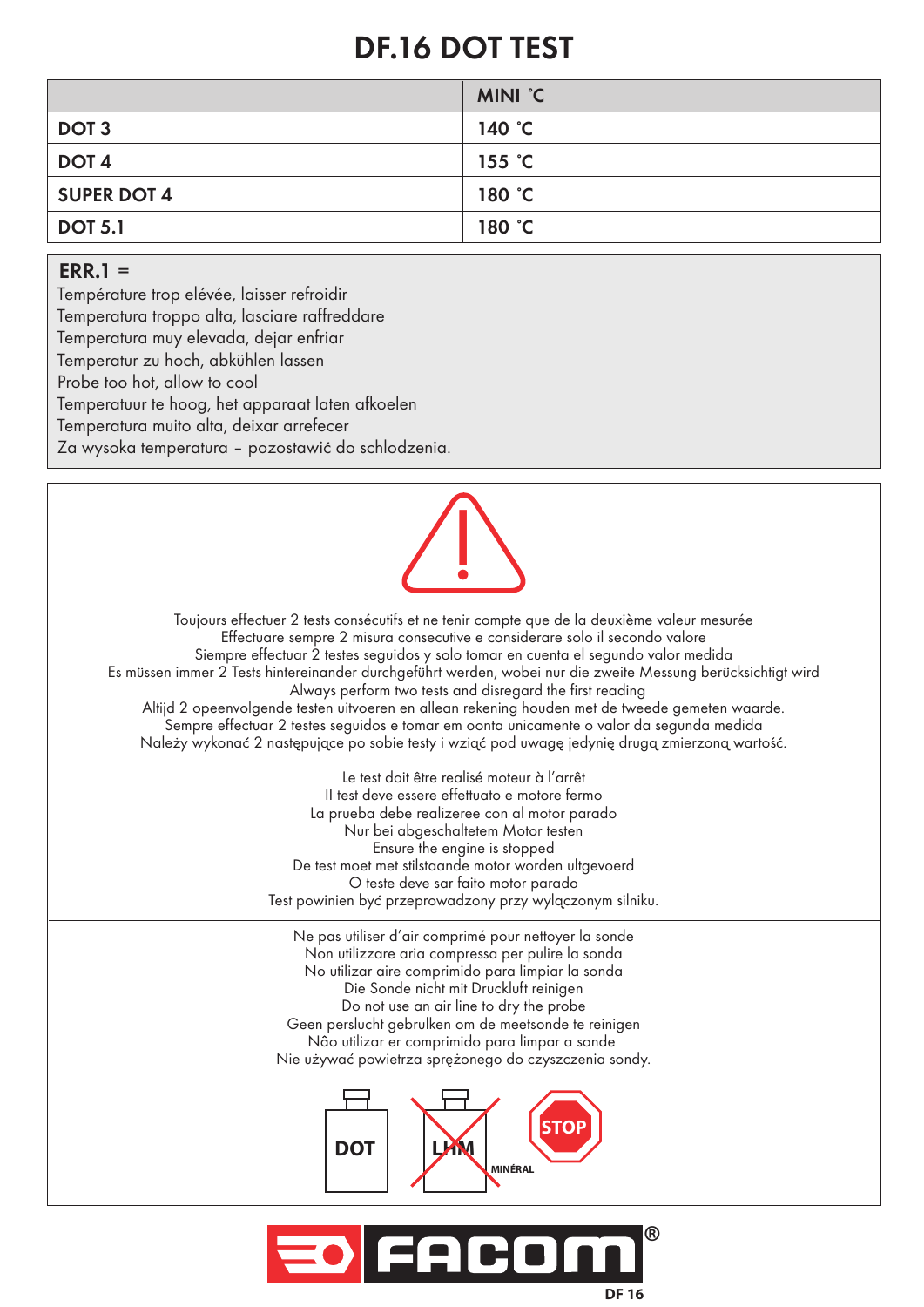# DF.16 DOT TEST

| | MINI °C |
|---|---|
| DOT 3 | 140 °C |
| DOT 4 | 155 °C |
| SUPER DOT 4 | 180 °C |
| DOT 5.1 | 180 °C |

**ERR.1 =**
Température trop elévée, laisser refroidir
Temperatura troppo alta, lasciare raffreddare
Temperatura muy elevada, dejar enfriar
Temperatur zu hoch, abkühlen lassen
Probe too hot, allow to cool
Temperatuur te hoog, het apparaat laten afkoelen
Temperatura muito alta, deixar arrefecer
Za wysoka temperatura – pozostawić do schlodzenia.

Toujours effectuer 2 tests consécutifs et ne tenir compte que de la deuxième valeur mesurée
Effectuare sempre 2 misura consecutive e considerare solo il secondo valore
Siempre effectuar 2 testes seguidos y solo tomar en cuenta el segundo valor medida
Es müssen immer 2 Tests hintereinander durchgeführt werden, wobei nur die zweite Messung berücksichtigt wird
Always perform two tests and disregard the first reading
Altijd 2 opeenvolgende testen uitvoeren en allean rekening houden met de tweede gemeten waarde.
Sempre effectuar 2 testes seguidos e tomar em oonta unicamente o valor da segunda medida
Należy wykonać 2 następujące po sobie testy i wziąć pod uwagę jedynię drugą zmierzoną wartość.

Le test doit être realisé moteur à l'arrêt
Il test deve essere effettuato e motore fermo
La prueba debe realizeree con al motor parado
Nur bei abgeschaltetem Motor testen
Ensure the engine is stopped
De test moet met stilstaande motor worden ultgevoerd
O teste deve sar faito motor parado
Test powinien być przeprowadzony przy wyłączonym silniku.

Ne pas utiliser d'air comprimé pour nettoyer la sonde
Non utilizzare aria compressa per pulire la sonda
No utilizar aire comprimido para limpiar la sonda
Die Sonde nicht mit Druckluft reinigen
Do not use an air line to dry the probe
Geen perslucht gebrulken om de meetsonde te reinigen
Nâo utilizar er comprimido para limpar a sonde
Nie używać powietrza sprężonego do czyszczenia sondy.

DOT
LHM
MINÉRAL
STOP

FACOM®
DF 16